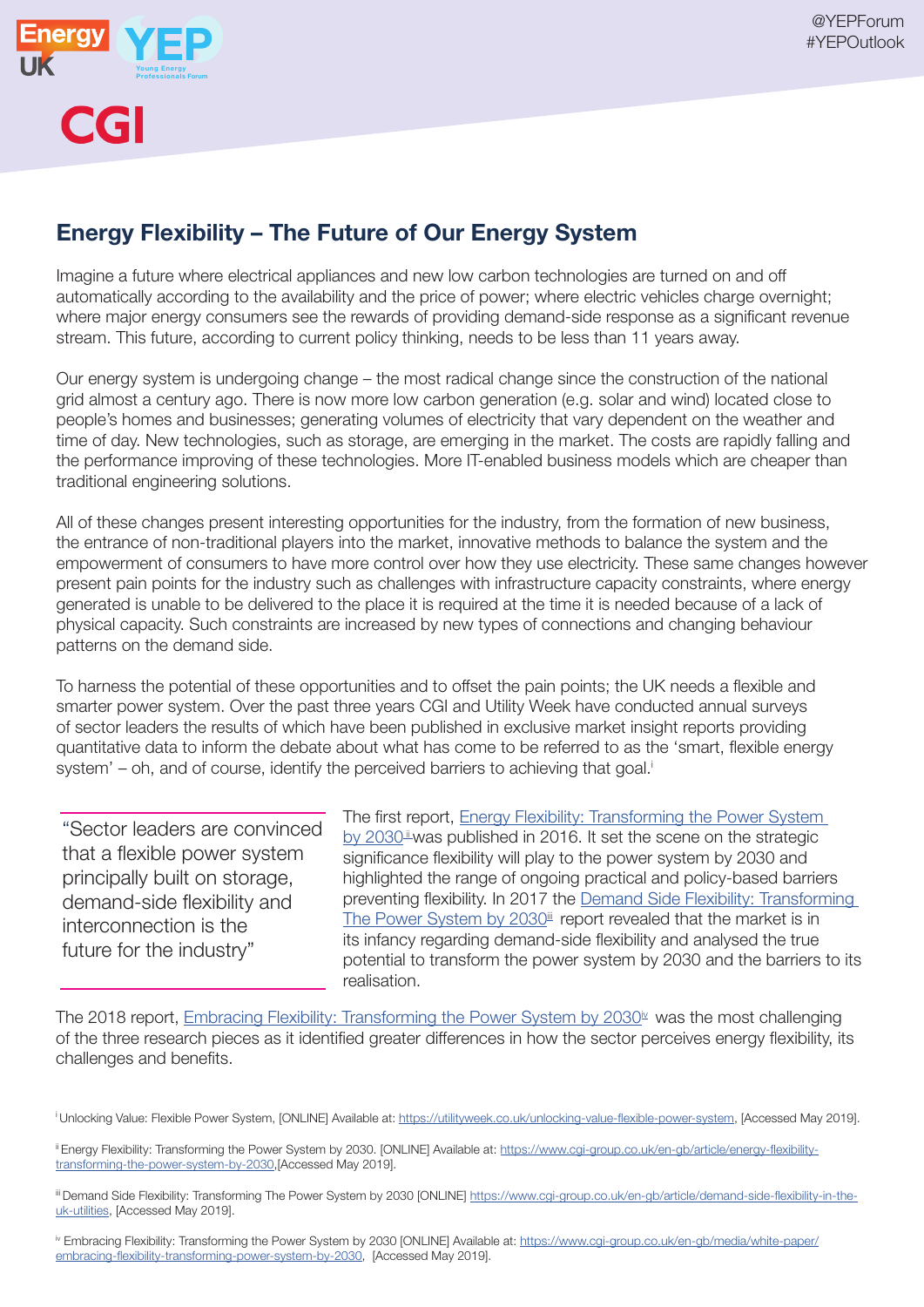@YEPForum
#YEPOutlook

## Energy Flexibility – The Future of Our Energy System

Imagine a future where electrical appliances and new low carbon technologies are turned on and off automatically according to the availability and the price of power; where electric vehicles charge overnight; where major energy consumers see the rewards of providing demand-side response as a significant revenue stream. This future, according to current policy thinking, needs to be less than 11 years away.

Our energy system is undergoing change – the most radical change since the construction of the national grid almost a century ago. There is now more low carbon generation (e.g. solar and wind) located close to people's homes and businesses; generating volumes of electricity that vary dependent on the weather and time of day. New technologies, such as storage, are emerging in the market. The costs are rapidly falling and the performance improving of these technologies. More IT-enabled business models which are cheaper than traditional engineering solutions.

All of these changes present interesting opportunities for the industry, from the formation of new business, the entrance of non-traditional players into the market, innovative methods to balance the system and the empowerment of consumers to have more control over how they use electricity. These same changes however present pain points for the industry such as challenges with infrastructure capacity constraints, where energy generated is unable to be delivered to the place it is required at the time it is needed because of a lack of physical capacity. Such constraints are increased by new types of connections and changing behaviour patterns on the demand side.

To harness the potential of these opportunities and to offset the pain points; the UK needs a flexible and smarter power system. Over the past three years CGI and Utility Week have conducted annual surveys of sector leaders the results of which have been published in exclusive market insight reports providing quantitative data to inform the debate about what has come to be referred to as the 'smart, flexible energy system' – oh, and of course, identify the perceived barriers to achieving that goal.[i]

> "Sector leaders are convinced that a flexible power system principally built on storage, demand-side flexibility and interconnection is the future for the industry"

The first report, Energy Flexibility: Transforming the Power System by 2030[ii] was published in 2016. It set the scene on the strategic significance flexibility will play to the power system by 2030 and highlighted the range of ongoing practical and policy-based barriers preventing flexibility. In 2017 the Demand Side Flexibility: Transforming The Power System by 2030[iii] report revealed that the market is in its infancy regarding demand-side flexibility and analysed the true potential to transform the power system by 2030 and the barriers to its realisation.

The 2018 report, Embracing Flexibility: Transforming the Power System by 2030[iv] was the most challenging of the three research pieces as it identified greater differences in how the sector perceives energy flexibility, its challenges and benefits.

---

[i] Unlocking Value: Flexible Power System, [ONLINE] Available at: https://utilityweek.co.uk/unlocking-value-flexible-power-system, [Accessed May 2019].

[ii] Energy Flexibility: Transforming the Power System by 2030. [ONLINE] Available at: https://www.cgi-group.co.uk/en-gb/article/energy-flexibility-transforming-the-power-system-by-2030,[Accessed May 2019].

[iii] Demand Side Flexibility: Transforming The Power System by 2030 [ONLINE] https://www.cgi-group.co.uk/en-gb/article/demand-side-flexibility-in-the-uk-utilities, [Accessed May 2019].

[iv] Embracing Flexibility: Transforming the Power System by 2030 [ONLINE] Available at: https://www.cgi-group.co.uk/en-gb/media/white-paper/embracing-flexibility-transforming-power-system-by-2030, [Accessed May 2019].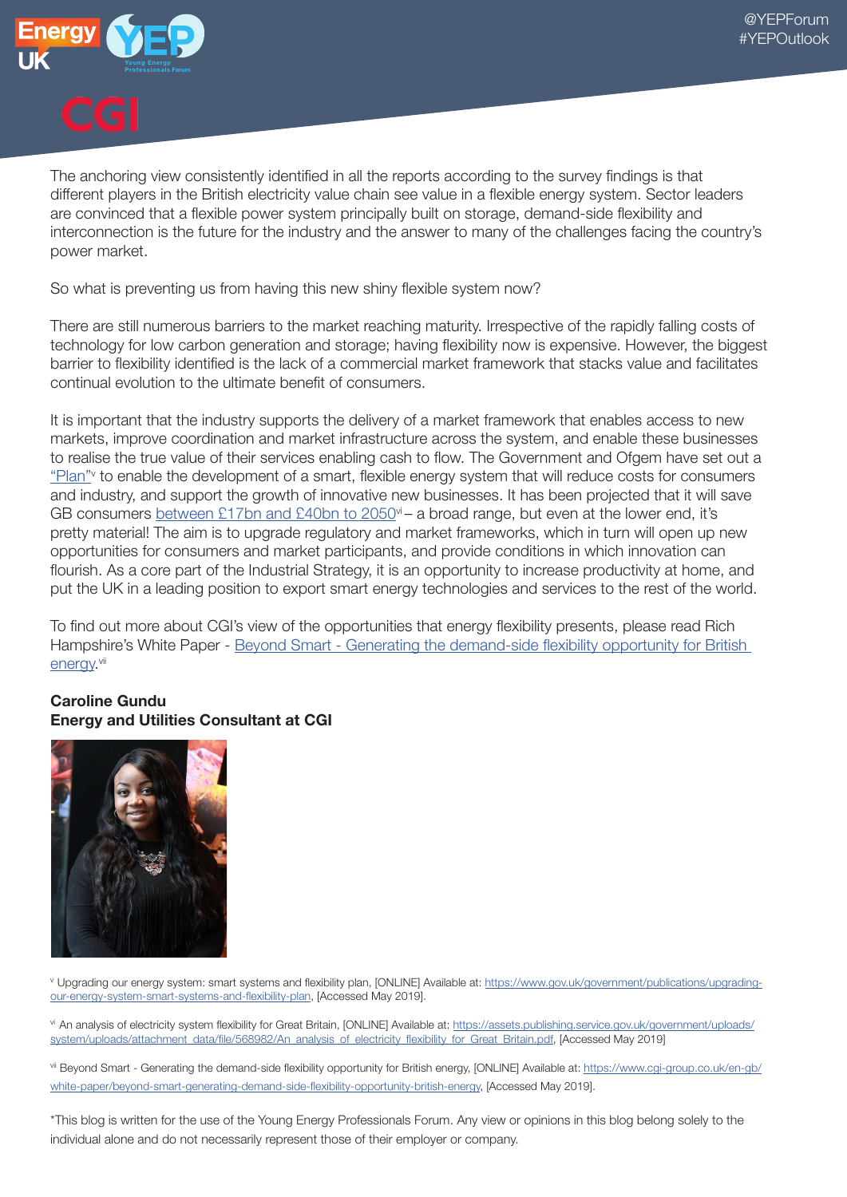The anchoring view consistently identified in all the reports according to the survey findings is that different players in the British electricity value chain see value in a flexible energy system. Sector leaders are convinced that a flexible power system principally built on storage, demand-side flexibility and interconnection is the future for the industry and the answer to many of the challenges facing the country's power market.

So what is preventing us from having this new shiny flexible system now?

There are still numerous barriers to the market reaching maturity. Irrespective of the rapidly falling costs of technology for low carbon generation and storage; having flexibility now is expensive. However, the biggest barrier to flexibility identified is the lack of a commercial market framework that stacks value and facilitates continual evolution to the ultimate benefit of consumers.

It is important that the industry supports the delivery of a market framework that enables access to new markets, improve coordination and market infrastructure across the system, and enable these businesses to realise the true value of their services enabling cash to flow. The Government and Ofgem have set out a "Plan"[v] to enable the development of a smart, flexible energy system that will reduce costs for consumers and industry, and support the growth of innovative new businesses. It has been projected that it will save GB consumers between £17bn and £40bn to 2050[vi] – a broad range, but even at the lower end, it's pretty material! The aim is to upgrade regulatory and market frameworks, which in turn will open up new opportunities for consumers and market participants, and provide conditions in which innovation can flourish. As a core part of the Industrial Strategy, it is an opportunity to increase productivity at home, and put the UK in a leading position to export smart energy technologies and services to the rest of the world.

To find out more about CGI's view of the opportunities that energy flexibility presents, please read Rich Hampshire's White Paper - Beyond Smart - Generating the demand-side flexibility opportunity for British energy.[vii]

**Caroline Gundu**
**Energy and Utilities Consultant at CGI**

[v] Upgrading our energy system: smart systems and flexibility plan, [ONLINE] Available at: https://www.gov.uk/government/publications/upgrading-our-energy-system-smart-systems-and-flexibility-plan, [Accessed May 2019].

[vi] An analysis of electricity system flexibility for Great Britain, [ONLINE] Available at: https://assets.publishing.service.gov.uk/government/uploads/system/uploads/attachment_data/file/568982/An_analysis_of_electricity_flexibility_for_Great_Britain.pdf, [Accessed May 2019]

[vii] Beyond Smart - Generating the demand-side flexibility opportunity for British energy, [ONLINE] Available at: https://www.cgi-group.co.uk/en-gb/white-paper/beyond-smart-generating-demand-side-flexibility-opportunity-british-energy, [Accessed May 2019].

*This blog is written for the use of the Young Energy Professionals Forum. Any view or opinions in this blog belong solely to the individual alone and do not necessarily represent those of their employer or company.